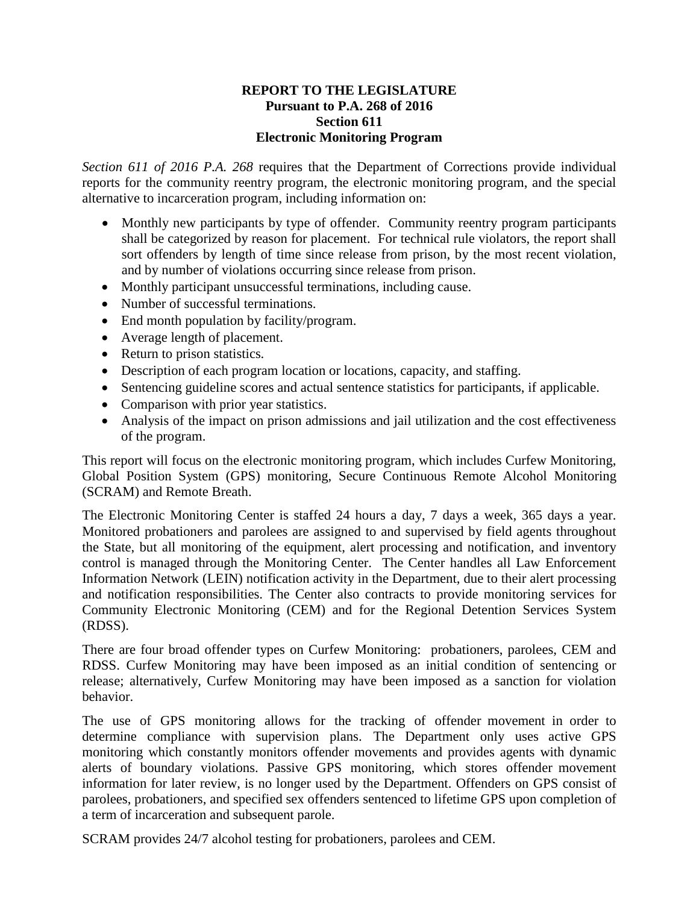**REPORT TO THE LEGISLATURE**
**Pursuant to P.A. 268 of 2016**
**Section 611**
**Electronic Monitoring Program**

*Section 611 of 2016 P.A. 268* requires that the Department of Corrections provide individual reports for the community reentry program, the electronic monitoring program, and the special alternative to incarceration program, including information on:

- Monthly new participants by type of offender. Community reentry program participants shall be categorized by reason for placement. For technical rule violators, the report shall sort offenders by length of time since release from prison, by the most recent violation, and by number of violations occurring since release from prison.
- Monthly participant unsuccessful terminations, including cause.
- Number of successful terminations.
- End month population by facility/program.
- Average length of placement.
- Return to prison statistics.
- Description of each program location or locations, capacity, and staffing.
- Sentencing guideline scores and actual sentence statistics for participants, if applicable.
- Comparison with prior year statistics.
- Analysis of the impact on prison admissions and jail utilization and the cost effectiveness of the program.

This report will focus on the electronic monitoring program, which includes Curfew Monitoring, Global Position System (GPS) monitoring, Secure Continuous Remote Alcohol Monitoring (SCRAM) and Remote Breath.

The Electronic Monitoring Center is staffed 24 hours a day, 7 days a week, 365 days a year. Monitored probationers and parolees are assigned to and supervised by field agents throughout the State, but all monitoring of the equipment, alert processing and notification, and inventory control is managed through the Monitoring Center. The Center handles all Law Enforcement Information Network (LEIN) notification activity in the Department, due to their alert processing and notification responsibilities. The Center also contracts to provide monitoring services for Community Electronic Monitoring (CEM) and for the Regional Detention Services System (RDSS).

There are four broad offender types on Curfew Monitoring: probationers, parolees, CEM and RDSS. Curfew Monitoring may have been imposed as an initial condition of sentencing or release; alternatively, Curfew Monitoring may have been imposed as a sanction for violation behavior.

The use of GPS monitoring allows for the tracking of offender movement in order to determine compliance with supervision plans. The Department only uses active GPS monitoring which constantly monitors offender movements and provides agents with dynamic alerts of boundary violations. Passive GPS monitoring, which stores offender movement information for later review, is no longer used by the Department. Offenders on GPS consist of parolees, probationers, and specified sex offenders sentenced to lifetime GPS upon completion of a term of incarceration and subsequent parole.

SCRAM provides 24/7 alcohol testing for probationers, parolees and CEM.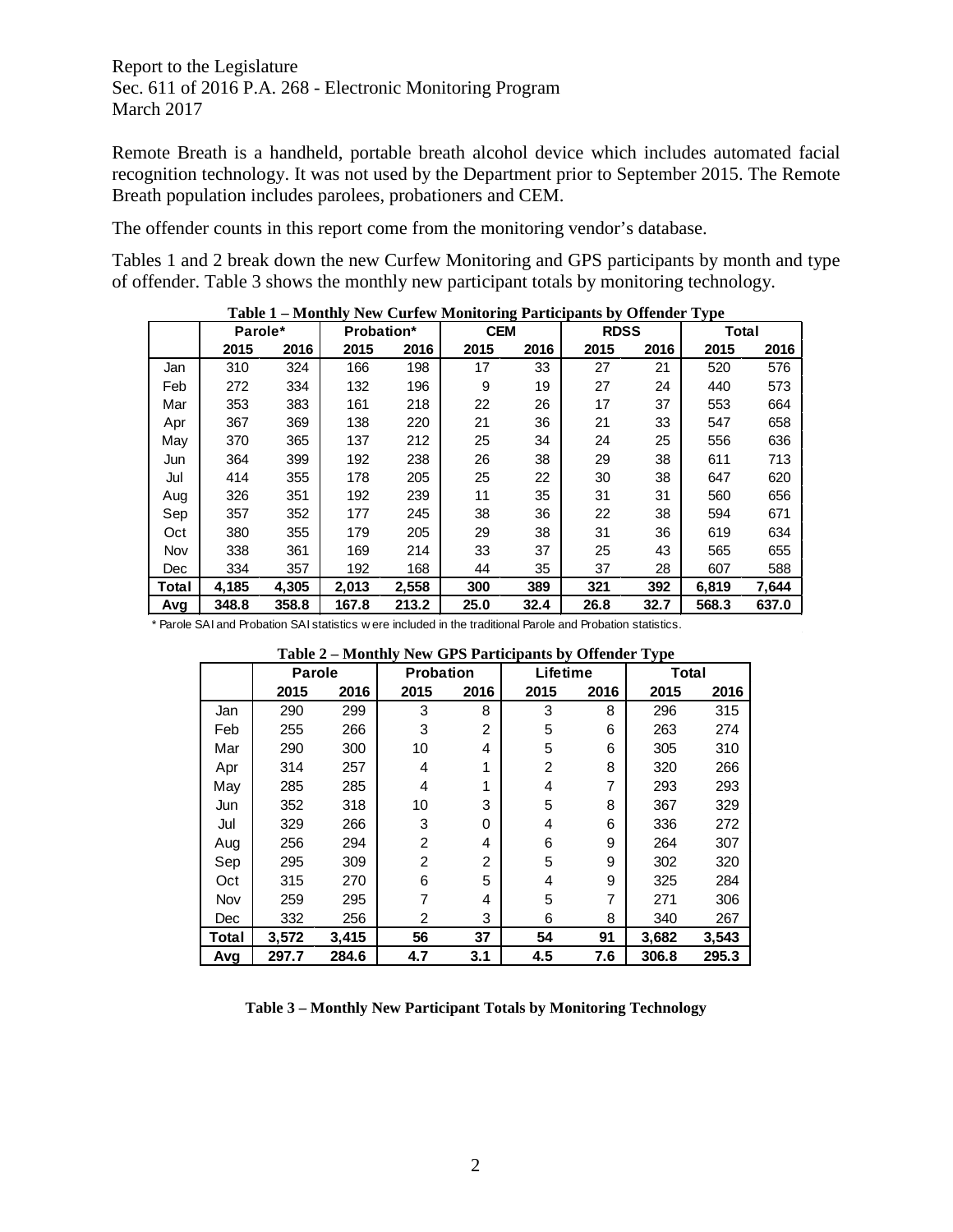Remote Breath is a handheld, portable breath alcohol device which includes automated facial recognition technology. It was not used by the Department prior to September 2015. The Remote Breath population includes parolees, probationers and CEM.

The offender counts in this report come from the monitoring vendor's database.

Tables 1 and 2 break down the new Curfew Monitoring and GPS participants by month and type of offender. Table 3 shows the monthly new participant totals by monitoring technology.

**Table 1 – Monthly New Curfew Monitoring Participants by Offender Type**

| | Parole* | | Probation* | | CEM | | RDSS | | Total | |
|---|---|---|---|---|---|---|---|---|---|---|
| | 2015 | 2016 | 2015 | 2016 | 2015 | 2016 | 2015 | 2016 | 2015 | 2016 |
| Jan | 310 | 324 | 166 | 198 | 17 | 33 | 27 | 21 | 520 | 576 |
| Feb | 272 | 334 | 132 | 196 | 9 | 19 | 27 | 24 | 440 | 573 |
| Mar | 353 | 383 | 161 | 218 | 22 | 26 | 17 | 37 | 553 | 664 |
| Apr | 367 | 369 | 138 | 220 | 21 | 36 | 21 | 33 | 547 | 658 |
| May | 370 | 365 | 137 | 212 | 25 | 34 | 24 | 25 | 556 | 636 |
| Jun | 364 | 399 | 192 | 238 | 26 | 38 | 29 | 38 | 611 | 713 |
| Jul | 414 | 355 | 178 | 205 | 25 | 22 | 30 | 38 | 647 | 620 |
| Aug | 326 | 351 | 192 | 239 | 11 | 35 | 31 | 31 | 560 | 656 |
| Sep | 357 | 352 | 177 | 245 | 38 | 36 | 22 | 38 | 594 | 671 |
| Oct | 380 | 355 | 179 | 205 | 29 | 38 | 31 | 36 | 619 | 634 |
| Nov | 338 | 361 | 169 | 214 | 33 | 37 | 25 | 43 | 565 | 655 |
| Dec | 334 | 357 | 192 | 168 | 44 | 35 | 37 | 28 | 607 | 588 |
| **Total** | **4,185** | **4,305** | **2,013** | **2,558** | **300** | **389** | **321** | **392** | **6,819** | **7,644** |
| **Avg** | **348.8** | **358.8** | **167.8** | **213.2** | **25.0** | **32.4** | **26.8** | **32.7** | **568.3** | **637.0** |

* Parole SAI and Probation SAI statistics were included in the traditional Parole and Probation statistics.

**Table 2 – Monthly New GPS Participants by Offender Type**

| | Parole | | Probation | | Lifetime | | Total | |
|---|---|---|---|---|---|---|---|---|
| | 2015 | 2016 | 2015 | 2016 | 2015 | 2016 | 2015 | 2016 |
| Jan | 290 | 299 | 3 | 8 | 3 | 8 | 296 | 315 |
| Feb | 255 | 266 | 3 | 2 | 5 | 6 | 263 | 274 |
| Mar | 290 | 300 | 10 | 4 | 5 | 6 | 305 | 310 |
| Apr | 314 | 257 | 4 | 1 | 2 | 8 | 320 | 266 |
| May | 285 | 285 | 4 | 1 | 4 | 7 | 293 | 293 |
| Jun | 352 | 318 | 10 | 3 | 5 | 8 | 367 | 329 |
| Jul | 329 | 266 | 3 | 0 | 4 | 6 | 336 | 272 |
| Aug | 256 | 294 | 2 | 4 | 6 | 9 | 264 | 307 |
| Sep | 295 | 309 | 2 | 2 | 5 | 9 | 302 | 320 |
| Oct | 315 | 270 | 6 | 5 | 4 | 9 | 325 | 284 |
| Nov | 259 | 295 | 7 | 4 | 5 | 7 | 271 | 306 |
| Dec | 332 | 256 | 2 | 3 | 6 | 8 | 340 | 267 |
| **Total** | **3,572** | **3,415** | **56** | **37** | **54** | **91** | **3,682** | **3,543** |
| **Avg** | **297.7** | **284.6** | **4.7** | **3.1** | **4.5** | **7.6** | **306.8** | **295.3** |

**Table 3 – Monthly New Participant Totals by Monitoring Technology**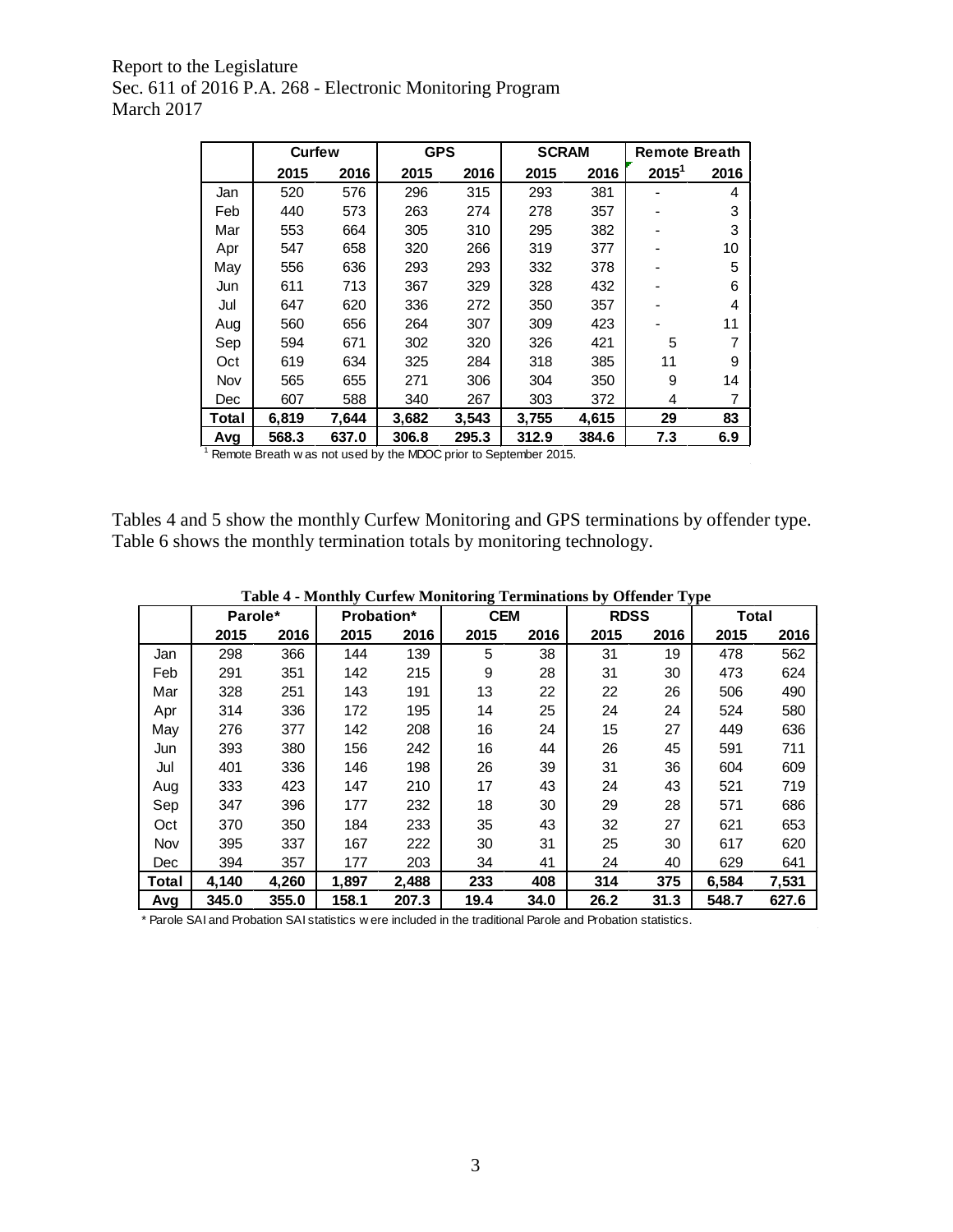| | Curfew | | GPS | | SCRAM | | Remote Breath | |
|---|---|---|---|---|---|---|---|---|
| | 2015 | 2016 | 2015 | 2016 | 2015 | 2016 | 2015[1] | 2016 |
| Jan | 520 | 576 | 296 | 315 | 293 | 381 | - | 4 |
| Feb | 440 | 573 | 263 | 274 | 278 | 357 | - | 3 |
| Mar | 553 | 664 | 305 | 310 | 295 | 382 | - | 3 |
| Apr | 547 | 658 | 320 | 266 | 319 | 377 | - | 10 |
| May | 556 | 636 | 293 | 293 | 332 | 378 | - | 5 |
| Jun | 611 | 713 | 367 | 329 | 328 | 432 | - | 6 |
| Jul | 647 | 620 | 336 | 272 | 350 | 357 | - | 4 |
| Aug | 560 | 656 | 264 | 307 | 309 | 423 | - | 11 |
| Sep | 594 | 671 | 302 | 320 | 326 | 421 | 5 | 7 |
| Oct | 619 | 634 | 325 | 284 | 318 | 385 | 11 | 9 |
| Nov | 565 | 655 | 271 | 306 | 304 | 350 | 9 | 14 |
| Dec | 607 | 588 | 340 | 267 | 303 | 372 | 4 | 7 |
| **Total** | **6,819** | **7,644** | **3,682** | **3,543** | **3,755** | **4,615** | **29** | **83** |
| **Avg** | **568.3** | **637.0** | **306.8** | **295.3** | **312.9** | **384.6** | **7.3** | **6.9** |

[1] Remote Breath was not used by the MDOC prior to September 2015.

Tables 4 and 5 show the monthly Curfew Monitoring and GPS terminations by offender type. Table 6 shows the monthly termination totals by monitoring technology.

**Table 4 - Monthly Curfew Monitoring Terminations by Offender Type**

| | Parole* | | Probation* | | CEM | | RDSS | | Total | |
|---|---|---|---|---|---|---|---|---|---|---|
| | 2015 | 2016 | 2015 | 2016 | 2015 | 2016 | 2015 | 2016 | 2015 | 2016 |
| Jan | 298 | 366 | 144 | 139 | 5 | 38 | 31 | 19 | 478 | 562 |
| Feb | 291 | 351 | 142 | 215 | 9 | 28 | 31 | 30 | 473 | 624 |
| Mar | 328 | 251 | 143 | 191 | 13 | 22 | 22 | 26 | 506 | 490 |
| Apr | 314 | 336 | 172 | 195 | 14 | 25 | 24 | 24 | 524 | 580 |
| May | 276 | 377 | 142 | 208 | 16 | 24 | 15 | 27 | 449 | 636 |
| Jun | 393 | 380 | 156 | 242 | 16 | 44 | 26 | 45 | 591 | 711 |
| Jul | 401 | 336 | 146 | 198 | 26 | 39 | 31 | 36 | 604 | 609 |
| Aug | 333 | 423 | 147 | 210 | 17 | 43 | 24 | 43 | 521 | 719 |
| Sep | 347 | 396 | 177 | 232 | 18 | 30 | 29 | 28 | 571 | 686 |
| Oct | 370 | 350 | 184 | 233 | 35 | 43 | 32 | 27 | 621 | 653 |
| Nov | 395 | 337 | 167 | 222 | 30 | 31 | 25 | 30 | 617 | 620 |
| Dec | 394 | 357 | 177 | 203 | 34 | 41 | 24 | 40 | 629 | 641 |
| **Total** | **4,140** | **4,260** | **1,897** | **2,488** | **233** | **408** | **314** | **375** | **6,584** | **7,531** |
| **Avg** | **345.0** | **355.0** | **158.1** | **207.3** | **19.4** | **34.0** | **26.2** | **31.3** | **548.7** | **627.6** |

* Parole SAI and Probation SAI statistics were included in the traditional Parole and Probation statistics.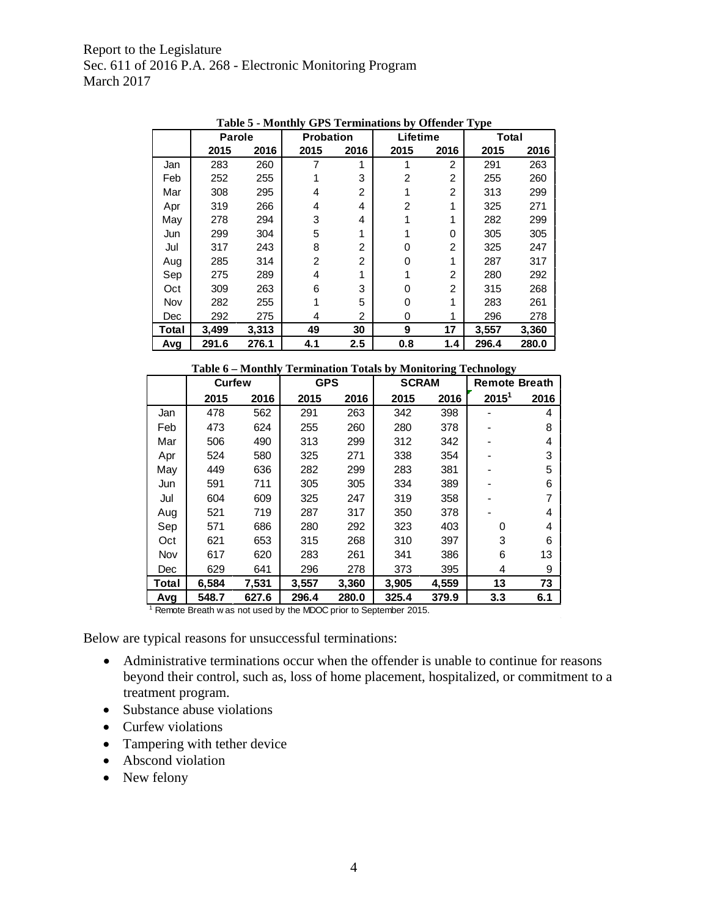**Table 5 - Monthly GPS Terminations by Offender Type**

| | Parole | | Probation | | Lifetime | | Total | |
|---|---|---|---|---|---|---|---|---|
| | 2015 | 2016 | 2015 | 2016 | 2015 | 2016 | 2015 | 2016 |
| Jan | 283 | 260 | 7 | 1 | 1 | 2 | 291 | 263 |
| Feb | 252 | 255 | 1 | 3 | 2 | 2 | 255 | 260 |
| Mar | 308 | 295 | 4 | 2 | 1 | 2 | 313 | 299 |
| Apr | 319 | 266 | 4 | 4 | 2 | 1 | 325 | 271 |
| May | 278 | 294 | 3 | 4 | 1 | 1 | 282 | 299 |
| Jun | 299 | 304 | 5 | 1 | 1 | 0 | 305 | 305 |
| Jul | 317 | 243 | 8 | 2 | 0 | 2 | 325 | 247 |
| Aug | 285 | 314 | 2 | 2 | 0 | 1 | 287 | 317 |
| Sep | 275 | 289 | 4 | 1 | 1 | 2 | 280 | 292 |
| Oct | 309 | 263 | 6 | 3 | 0 | 2 | 315 | 268 |
| Nov | 282 | 255 | 1 | 5 | 0 | 1 | 283 | 261 |
| Dec | 292 | 275 | 4 | 2 | 0 | 1 | 296 | 278 |
| **Total** | **3,499** | **3,313** | **49** | **30** | **9** | **17** | **3,557** | **3,360** |
| **Avg** | **291.6** | **276.1** | **4.1** | **2.5** | **0.8** | **1.4** | **296.4** | **280.0** |

**Table 6 – Monthly Termination Totals by Monitoring Technology**

| | Curfew | | GPS | | SCRAM | | Remote Breath | |
|---|---|---|---|---|---|---|---|---|
| | 2015 | 2016 | 2015 | 2016 | 2015 | 2016 | 2015[1] | 2016 |
| Jan | 478 | 562 | 291 | 263 | 342 | 398 | - | 4 |
| Feb | 473 | 624 | 255 | 260 | 280 | 378 | - | 8 |
| Mar | 506 | 490 | 313 | 299 | 312 | 342 | - | 4 |
| Apr | 524 | 580 | 325 | 271 | 338 | 354 | - | 3 |
| May | 449 | 636 | 282 | 299 | 283 | 381 | - | 5 |
| Jun | 591 | 711 | 305 | 305 | 334 | 389 | - | 6 |
| Jul | 604 | 609 | 325 | 247 | 319 | 358 | - | 7 |
| Aug | 521 | 719 | 287 | 317 | 350 | 378 | - | 4 |
| Sep | 571 | 686 | 280 | 292 | 323 | 403 | 0 | 4 |
| Oct | 621 | 653 | 315 | 268 | 310 | 397 | 3 | 6 |
| Nov | 617 | 620 | 283 | 261 | 341 | 386 | 6 | 13 |
| Dec | 629 | 641 | 296 | 278 | 373 | 395 | 4 | 9 |
| **Total** | **6,584** | **7,531** | **3,557** | **3,360** | **3,905** | **4,559** | **13** | **73** |
| **Avg** | **548.7** | **627.6** | **296.4** | **280.0** | **325.4** | **379.9** | **3.3** | **6.1** |

[1] Remote Breath was not used by the MDOC prior to September 2015.

Below are typical reasons for unsuccessful terminations:

- Administrative terminations occur when the offender is unable to continue for reasons beyond their control, such as, loss of home placement, hospitalized, or commitment to a treatment program.
- Substance abuse violations
- Curfew violations
- Tampering with tether device
- Abscond violation
- New felony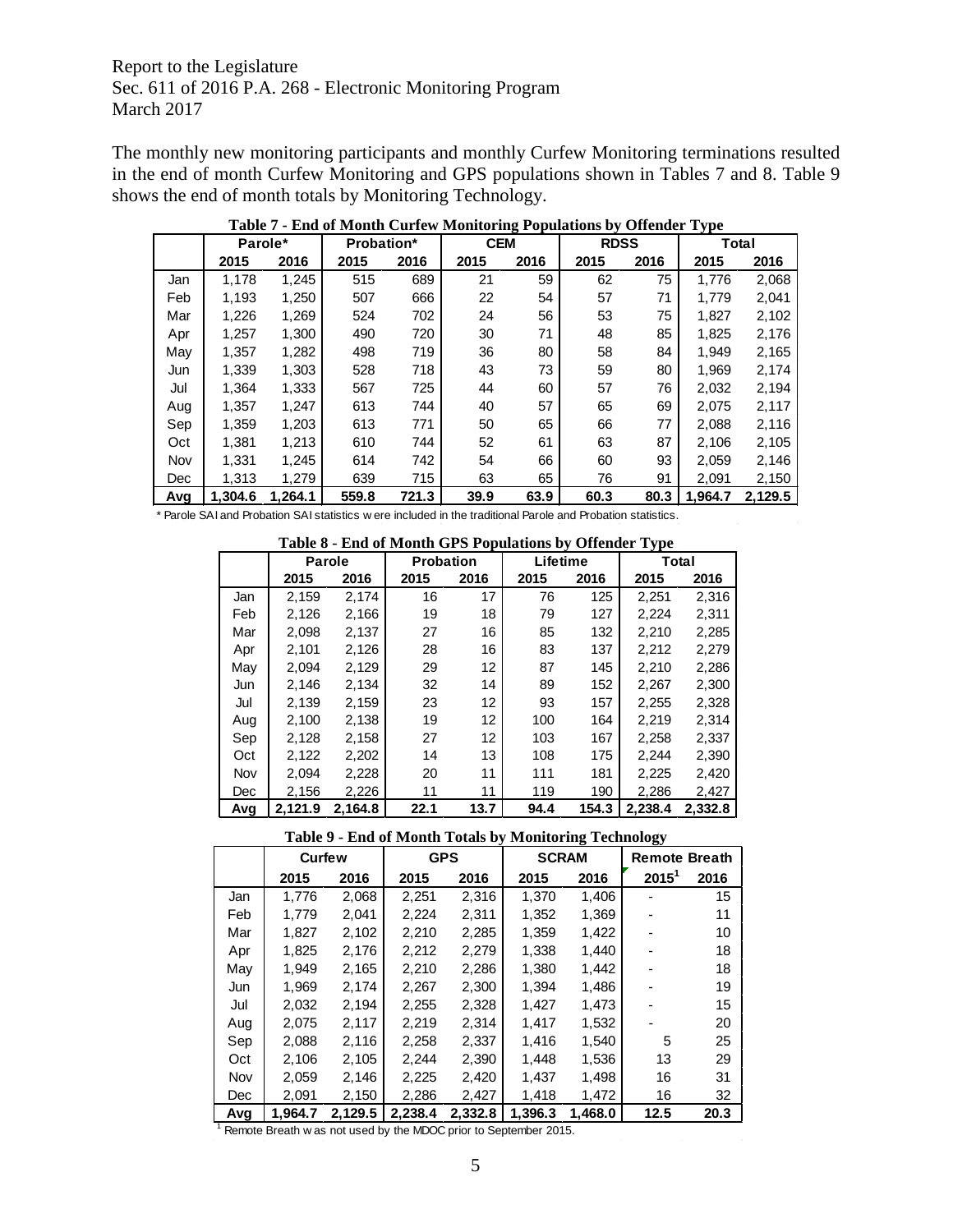Report to the Legislature
Sec. 611 of 2016 P.A. 268 - Electronic Monitoring Program
March 2017

The monthly new monitoring participants and monthly Curfew Monitoring terminations resulted in the end of month Curfew Monitoring and GPS populations shown in Tables 7 and 8. Table 9 shows the end of month totals by Monitoring Technology.

**Table 7 - End of Month Curfew Monitoring Populations by Offender Type**

| | Parole* | | Probation* | | CEM | | RDSS | | Total | |
|---|---|---|---|---|---|---|---|---|---|---|
| | 2015 | 2016 | 2015 | 2016 | 2015 | 2016 | 2015 | 2016 | 2015 | 2016 |
| Jan | 1,178 | 1,245 | 515 | 689 | 21 | 59 | 62 | 75 | 1,776 | 2,068 |
| Feb | 1,193 | 1,250 | 507 | 666 | 22 | 54 | 57 | 71 | 1,779 | 2,041 |
| Mar | 1,226 | 1,269 | 524 | 702 | 24 | 56 | 53 | 75 | 1,827 | 2,102 |
| Apr | 1,257 | 1,300 | 490 | 720 | 30 | 71 | 48 | 85 | 1,825 | 2,176 |
| May | 1,357 | 1,282 | 498 | 719 | 36 | 80 | 58 | 84 | 1,949 | 2,165 |
| Jun | 1,339 | 1,303 | 528 | 718 | 43 | 73 | 59 | 80 | 1,969 | 2,174 |
| Jul | 1,364 | 1,333 | 567 | 725 | 44 | 60 | 57 | 76 | 2,032 | 2,194 |
| Aug | 1,357 | 1,247 | 613 | 744 | 40 | 57 | 65 | 69 | 2,075 | 2,117 |
| Sep | 1,359 | 1,203 | 613 | 771 | 50 | 65 | 66 | 77 | 2,088 | 2,116 |
| Oct | 1,381 | 1,213 | 610 | 744 | 52 | 61 | 63 | 87 | 2,106 | 2,105 |
| Nov | 1,331 | 1,245 | 614 | 742 | 54 | 66 | 60 | 93 | 2,059 | 2,146 |
| Dec | 1,313 | 1,279 | 639 | 715 | 63 | 65 | 76 | 91 | 2,091 | 2,150 |
| **Avg** | **1,304.6** | **1,264.1** | **559.8** | **721.3** | **39.9** | **63.9** | **60.3** | **80.3** | **1,964.7** | **2,129.5** |

\* Parole SAI and Probation SAI statistics were included in the traditional Parole and Probation statistics.

**Table 8 - End of Month GPS Populations by Offender Type**

| | Parole | | Probation | | Lifetime | | Total | |
|---|---|---|---|---|---|---|---|---|
| | 2015 | 2016 | 2015 | 2016 | 2015 | 2016 | 2015 | 2016 |
| Jan | 2,159 | 2,174 | 16 | 17 | 76 | 125 | 2,251 | 2,316 |
| Feb | 2,126 | 2,166 | 19 | 18 | 79 | 127 | 2,224 | 2,311 |
| Mar | 2,098 | 2,137 | 27 | 16 | 85 | 132 | 2,210 | 2,285 |
| Apr | 2,101 | 2,126 | 28 | 16 | 83 | 137 | 2,212 | 2,279 |
| May | 2,094 | 2,129 | 29 | 12 | 87 | 145 | 2,210 | 2,286 |
| Jun | 2,146 | 2,134 | 32 | 14 | 89 | 152 | 2,267 | 2,300 |
| Jul | 2,139 | 2,159 | 23 | 12 | 93 | 157 | 2,255 | 2,328 |
| Aug | 2,100 | 2,138 | 19 | 12 | 100 | 164 | 2,219 | 2,314 |
| Sep | 2,128 | 2,158 | 27 | 12 | 103 | 167 | 2,258 | 2,337 |
| Oct | 2,122 | 2,202 | 14 | 13 | 108 | 175 | 2,244 | 2,390 |
| Nov | 2,094 | 2,228 | 20 | 11 | 111 | 181 | 2,225 | 2,420 |
| Dec | 2,156 | 2,226 | 11 | 11 | 119 | 190 | 2,286 | 2,427 |
| **Avg** | **2,121.9** | **2,164.8** | **22.1** | **13.7** | **94.4** | **154.3** | **2,238.4** | **2,332.8** |

**Table 9 - End of Month Totals by Monitoring Technology**

| | Curfew | | GPS | | SCRAM | | Remote Breath | |
|---|---|---|---|---|---|---|---|---|
| | 2015 | 2016 | 2015 | 2016 | 2015 | 2016 | 2015[1] | 2016 |
| Jan | 1,776 | 2,068 | 2,251 | 2,316 | 1,370 | 1,406 | - | 15 |
| Feb | 1,779 | 2,041 | 2,224 | 2,311 | 1,352 | 1,369 | - | 11 |
| Mar | 1,827 | 2,102 | 2,210 | 2,285 | 1,359 | 1,422 | - | 10 |
| Apr | 1,825 | 2,176 | 2,212 | 2,279 | 1,338 | 1,440 | - | 18 |
| May | 1,949 | 2,165 | 2,210 | 2,286 | 1,380 | 1,442 | - | 18 |
| Jun | 1,969 | 2,174 | 2,267 | 2,300 | 1,394 | 1,486 | - | 19 |
| Jul | 2,032 | 2,194 | 2,255 | 2,328 | 1,427 | 1,473 | - | 15 |
| Aug | 2,075 | 2,117 | 2,219 | 2,314 | 1,417 | 1,532 | - | 20 |
| Sep | 2,088 | 2,116 | 2,258 | 2,337 | 1,416 | 1,540 | 5 | 25 |
| Oct | 2,106 | 2,105 | 2,244 | 2,390 | 1,448 | 1,536 | 13 | 29 |
| Nov | 2,059 | 2,146 | 2,225 | 2,420 | 1,437 | 1,498 | 16 | 31 |
| Dec | 2,091 | 2,150 | 2,286 | 2,427 | 1,418 | 1,472 | 16 | 32 |
| **Avg** | **1,964.7** | **2,129.5** | **2,238.4** | **2,332.8** | **1,396.3** | **1,468.0** | **12.5** | **20.3** |

[1] Remote Breath was not used by the MDOC prior to September 2015.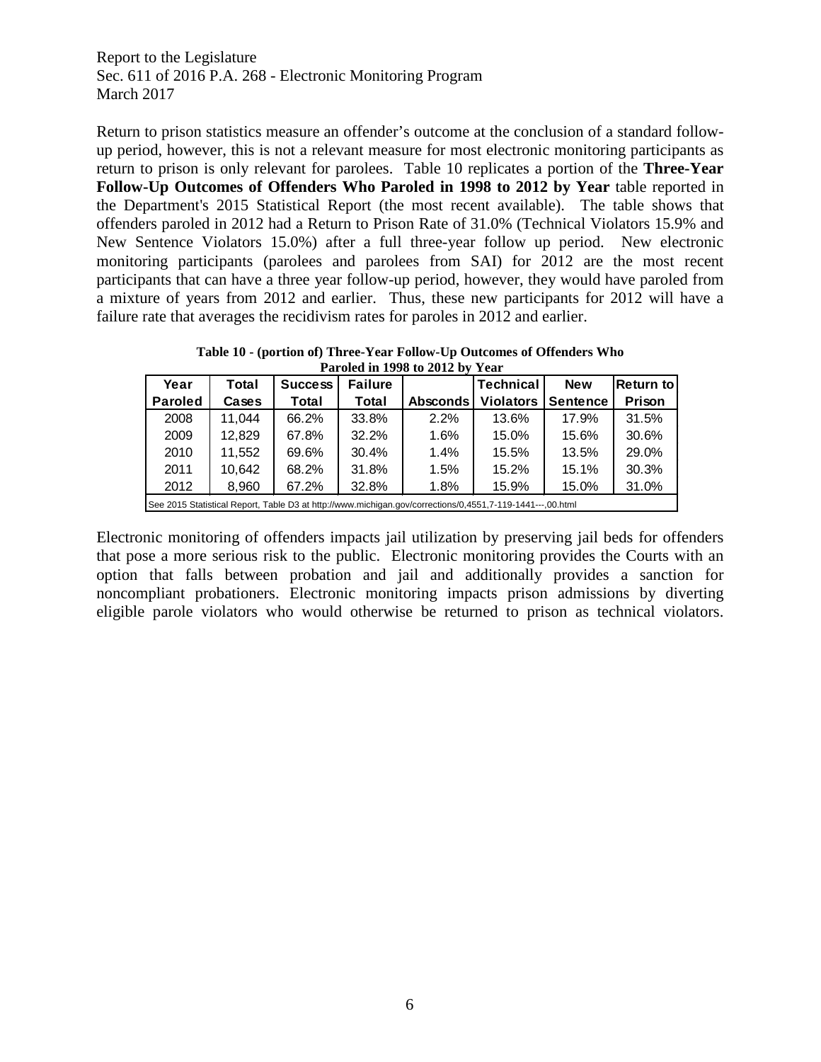Report to the Legislature
Sec. 611 of 2016 P.A. 268 - Electronic Monitoring Program
March 2017

Return to prison statistics measure an offender's outcome at the conclusion of a standard follow-up period, however, this is not a relevant measure for most electronic monitoring participants as return to prison is only relevant for parolees. Table 10 replicates a portion of the **Three-Year Follow-Up Outcomes of Offenders Who Paroled in 1998 to 2012 by Year** table reported in the Department's 2015 Statistical Report (the most recent available). The table shows that offenders paroled in 2012 had a Return to Prison Rate of 31.0% (Technical Violators 15.9% and New Sentence Violators 15.0%) after a full three-year follow up period. New electronic monitoring participants (parolees and parolees from SAI) for 2012 are the most recent participants that can have a three year follow-up period, however, they would have paroled from a mixture of years from 2012 and earlier. Thus, these new participants for 2012 will have a failure rate that averages the recidivism rates for paroles in 2012 and earlier.

**Table 10 - (portion of) Three-Year Follow-Up Outcomes of Offenders Who Paroled in 1998 to 2012 by Year**

| Year Paroled | Total Cases | Success Total | Failure Total | Absconds | Technical Violators | New Sentence | Return to Prison |
|---|---|---|---|---|---|---|---|
| 2008 | 11,044 | 66.2% | 33.8% | 2.2% | 13.6% | 17.9% | 31.5% |
| 2009 | 12,829 | 67.8% | 32.2% | 1.6% | 15.0% | 15.6% | 30.6% |
| 2010 | 11,552 | 69.6% | 30.4% | 1.4% | 15.5% | 13.5% | 29.0% |
| 2011 | 10,642 | 68.2% | 31.8% | 1.5% | 15.2% | 15.1% | 30.3% |
| 2012 | 8,960 | 67.2% | 32.8% | 1.8% | 15.9% | 15.0% | 31.0% |

See 2015 Statistical Report, Table D3 at http://www.michigan.gov/corrections/0,4551,7-119-1441---,00.html

Electronic monitoring of offenders impacts jail utilization by preserving jail beds for offenders that pose a more serious risk to the public. Electronic monitoring provides the Courts with an option that falls between probation and jail and additionally provides a sanction for noncompliant probationers. Electronic monitoring impacts prison admissions by diverting eligible parole violators who would otherwise be returned to prison as technical violators.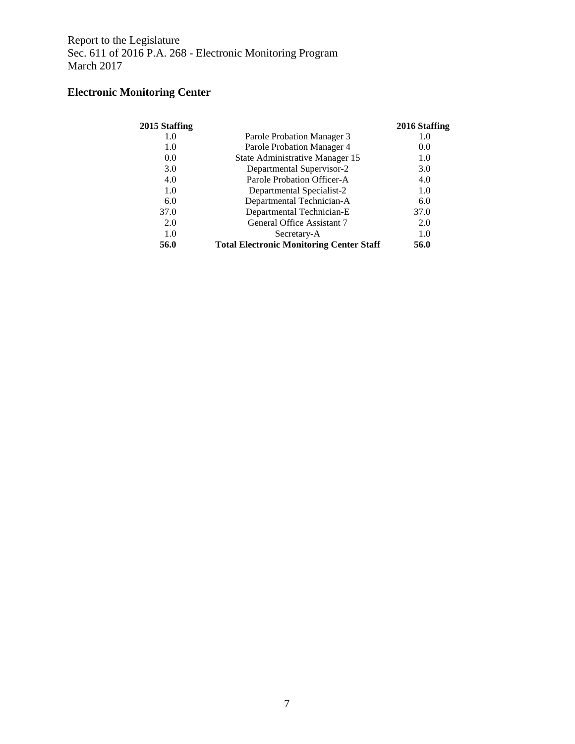Report to the Legislature
Sec. 611 of 2016 P.A. 268 - Electronic Monitoring Program
March 2017

## Electronic Monitoring Center

| 2015 Staffing | | 2016 Staffing |
|---|---|---|
| 1.0 | Parole Probation Manager 3 | 1.0 |
| 1.0 | Parole Probation Manager 4 | 0.0 |
| 0.0 | State Administrative Manager 15 | 1.0 |
| 3.0 | Departmental Supervisor-2 | 3.0 |
| 4.0 | Parole Probation Officer-A | 4.0 |
| 1.0 | Departmental Specialist-2 | 1.0 |
| 6.0 | Departmental Technician-A | 6.0 |
| 37.0 | Departmental Technician-E | 37.0 |
| 2.0 | General Office Assistant 7 | 2.0 |
| 1.0 | Secretary-A | 1.0 |
| **56.0** | **Total Electronic Monitoring Center Staff** | **56.0** |